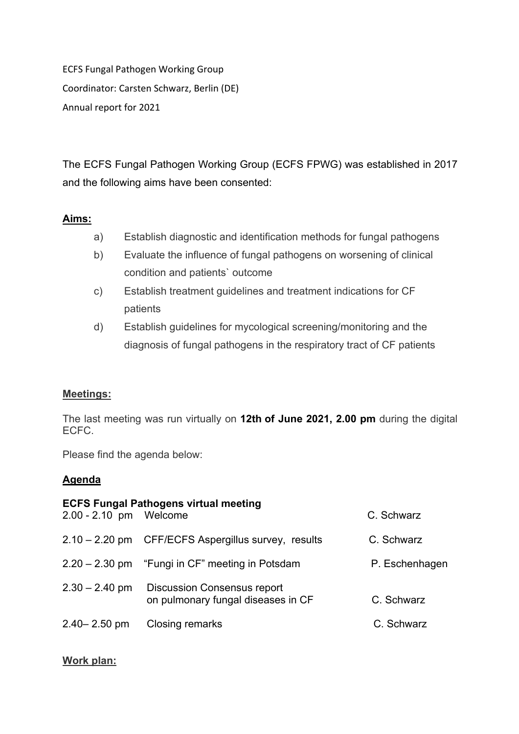ECFS Fungal Pathogen Working Group

Coordinator: Carsten Schwarz, Berlin (DE)

Annual report for 2021

The ECFS Fungal Pathogen Working Group (ECFS FPWG) was established in 2017 and the following aims have been consented:

**Aims:**

a) Establish diagnostic and identification methods for fungal pathogens

b) Evaluate the influence of fungal pathogens on worsening of clinical condition and patients` outcome

c) Establish treatment guidelines and treatment indications for CF patients

d) Establish guidelines for mycological screening/monitoring and the diagnosis of fungal pathogens in the respiratory tract of CF patients

**Meetings:**

The last meeting was run virtually on **12th of June 2021, 2.00 pm** during the digital ECFC.

Please find the agenda below:

**Agenda**

**ECFS Fungal Pathogens virtual meeting**

| | | |
|---|---|---|
| 2.00 - 2.10 pm | Welcome | C. Schwarz |
| 2.10 – 2.20 pm | CFF/ECFS Aspergillus survey, results | C. Schwarz |
| 2.20 – 2.30 pm | "Fungi in CF" meeting in Potsdam | P. Eschenhagen |
| 2.30 – 2.40 pm | Discussion Consensus report on pulmonary fungal diseases in CF | C. Schwarz |
| 2.40– 2.50 pm | Closing remarks | C. Schwarz |

**Work plan:**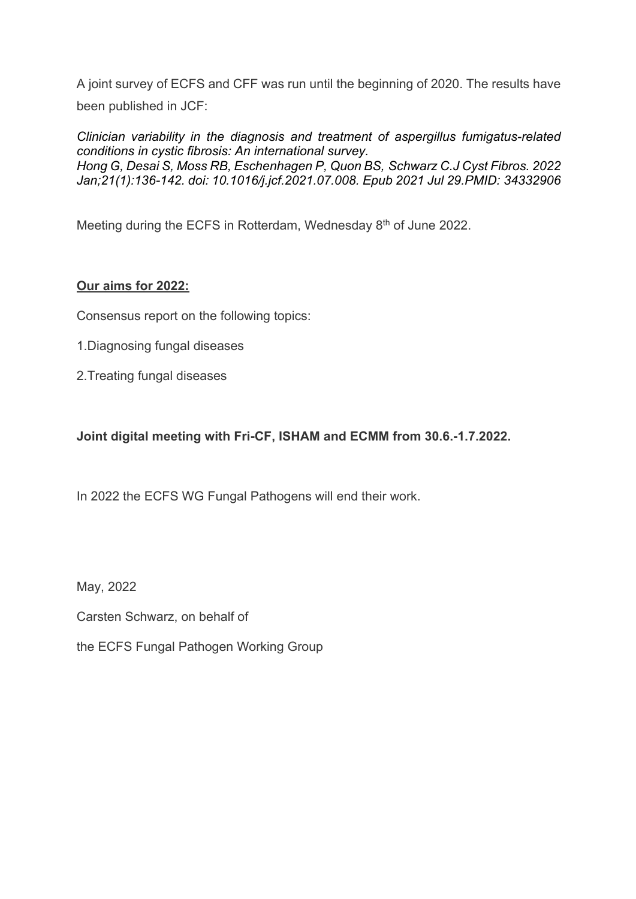A joint survey of ECFS and CFF was run until the beginning of 2020. The results have been published in JCF:

*Clinician variability in the diagnosis and treatment of aspergillus fumigatus-related conditions in cystic fibrosis: An international survey.*
*Hong G, Desai S, Moss RB, Eschenhagen P, Quon BS, Schwarz C.J Cyst Fibros. 2022 Jan;21(1):136-142. doi: 10.1016/j.jcf.2021.07.008. Epub 2021 Jul 29.PMID: 34332906*

Meeting during the ECFS in Rotterdam, Wednesday 8th of June 2022.

**Our aims for 2022:**

Consensus report on the following topics:

1.Diagnosing fungal diseases

2.Treating fungal diseases

**Joint digital meeting with Fri-CF, ISHAM and ECMM from 30.6.-1.7.2022.**

In 2022 the ECFS WG Fungal Pathogens will end their work.

May, 2022

Carsten Schwarz, on behalf of

the ECFS Fungal Pathogen Working Group